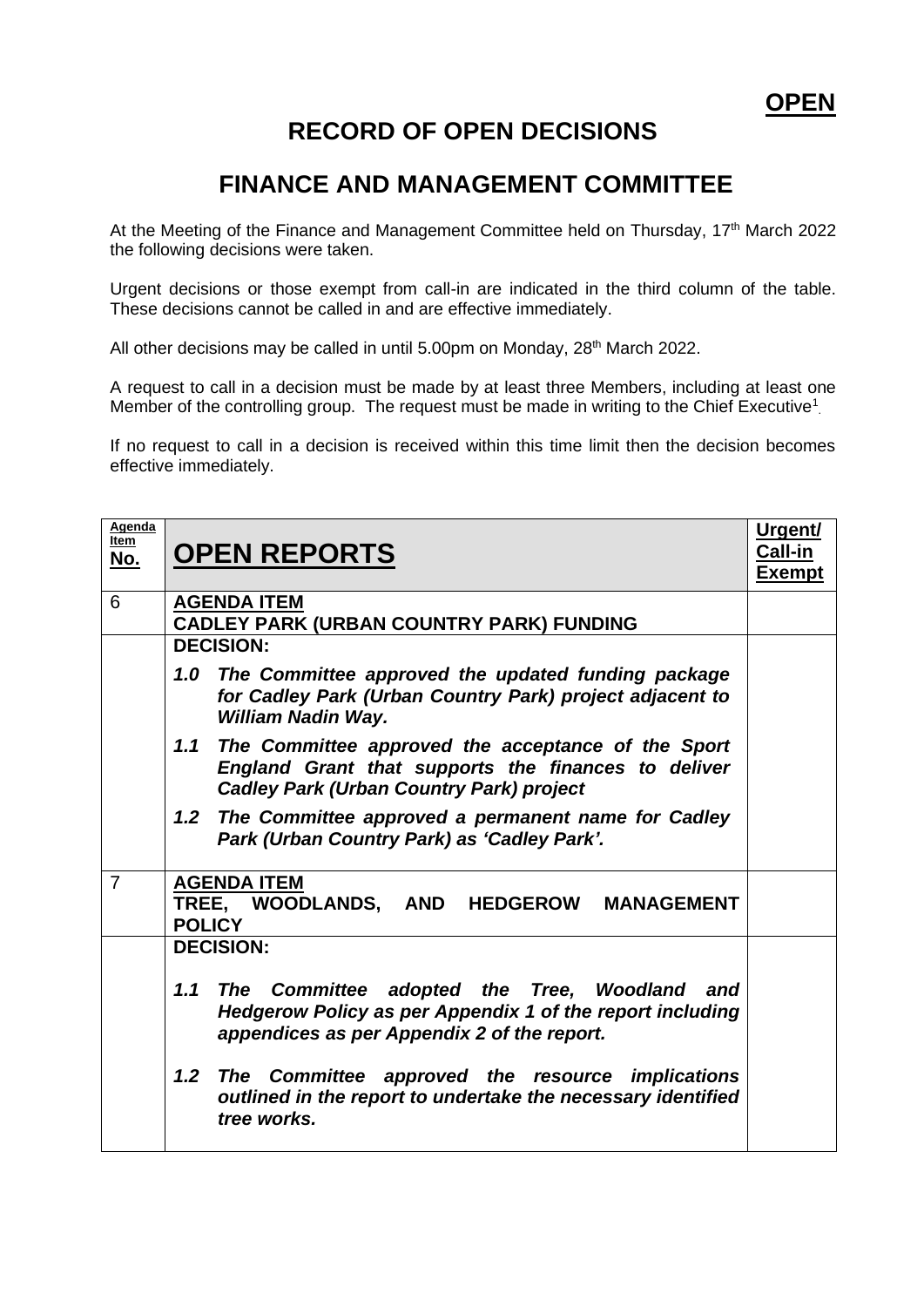**OPEN**

# RECORD OF OPEN DECISIONS

# FINANCE AND MANAGEMENT COMMITTEE

At the Meeting of the Finance and Management Committee held on Thursday, 17th March 2022 the following decisions were taken.

Urgent decisions or those exempt from call-in are indicated in the third column of the table. These decisions cannot be called in and are effective immediately.

All other decisions may be called in until 5.00pm on Monday, 28th March 2022.

A request to call in a decision must be made by at least three Members, including at least one Member of the controlling group. The request must be made in writing to the Chief Executive[1].

If no request to call in a decision is received within this time limit then the decision becomes effective immediately.

| Agenda Item No. | OPEN REPORTS | Urgent/ Call-in Exempt |
|---|---|---|
| 6 | **AGENDA ITEM**<br>**CADLEY PARK (URBAN COUNTRY PARK) FUNDING** | |
| | **DECISION:**<br><br>***1.0 The Committee approved the updated funding package for Cadley Park (Urban Country Park) project adjacent to William Nadin Way.***<br><br>***1.1 The Committee approved the acceptance of the Sport England Grant that supports the finances to deliver Cadley Park (Urban Country Park) project***<br><br>***1.2 The Committee approved a permanent name for Cadley Park (Urban Country Park) as 'Cadley Park'.*** | |
| 7 | **AGENDA ITEM**<br>**TREE, WOODLANDS, AND HEDGEROW MANAGEMENT POLICY** | |
| | **DECISION:**<br><br>***1.1 The Committee adopted the Tree, Woodland and Hedgerow Policy as per Appendix 1 of the report including appendices as per Appendix 2 of the report.***<br><br>***1.2 The Committee approved the resource implications outlined in the report to undertake the necessary identified tree works.*** | |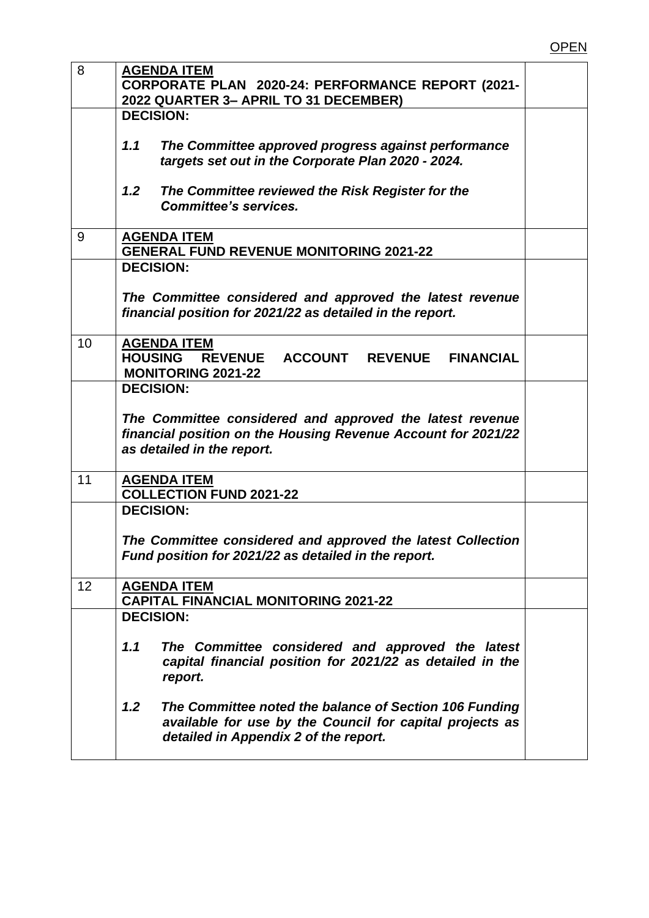OPEN

| | | |
|---|---|---|
| 8 | **AGENDA ITEM**<br>**CORPORATE PLAN 2020-24: PERFORMANCE REPORT (2021-2022 QUARTER 3– APRIL TO 31 DECEMBER)** | |
| | **DECISION:**<br><br>***1.1 The Committee approved progress against performance targets set out in the Corporate Plan 2020 - 2024.***<br><br>***1.2 The Committee reviewed the Risk Register for the Committee's services.*** | |
| 9 | **AGENDA ITEM**<br>**GENERAL FUND REVENUE MONITORING 2021-22** | |
| | **DECISION:**<br><br>***The Committee considered and approved the latest revenue financial position for 2021/22 as detailed in the report.*** | |
| 10 | **AGENDA ITEM**<br>**HOUSING REVENUE ACCOUNT REVENUE FINANCIAL MONITORING 2021-22** | |
| | **DECISION:**<br><br>***The Committee considered and approved the latest revenue financial position on the Housing Revenue Account for 2021/22 as detailed in the report.*** | |
| 11 | **AGENDA ITEM**<br>**COLLECTION FUND 2021-22** | |
| | **DECISION:**<br><br>***The Committee considered and approved the latest Collection Fund position for 2021/22 as detailed in the report.*** | |
| 12 | **AGENDA ITEM**<br>**CAPITAL FINANCIAL MONITORING 2021-22** | |
| | **DECISION:**<br><br>***1.1 The Committee considered and approved the latest capital financial position for 2021/22 as detailed in the report.***<br><br>***1.2 The Committee noted the balance of Section 106 Funding available for use by the Council for capital projects as detailed in Appendix 2 of the report.*** | |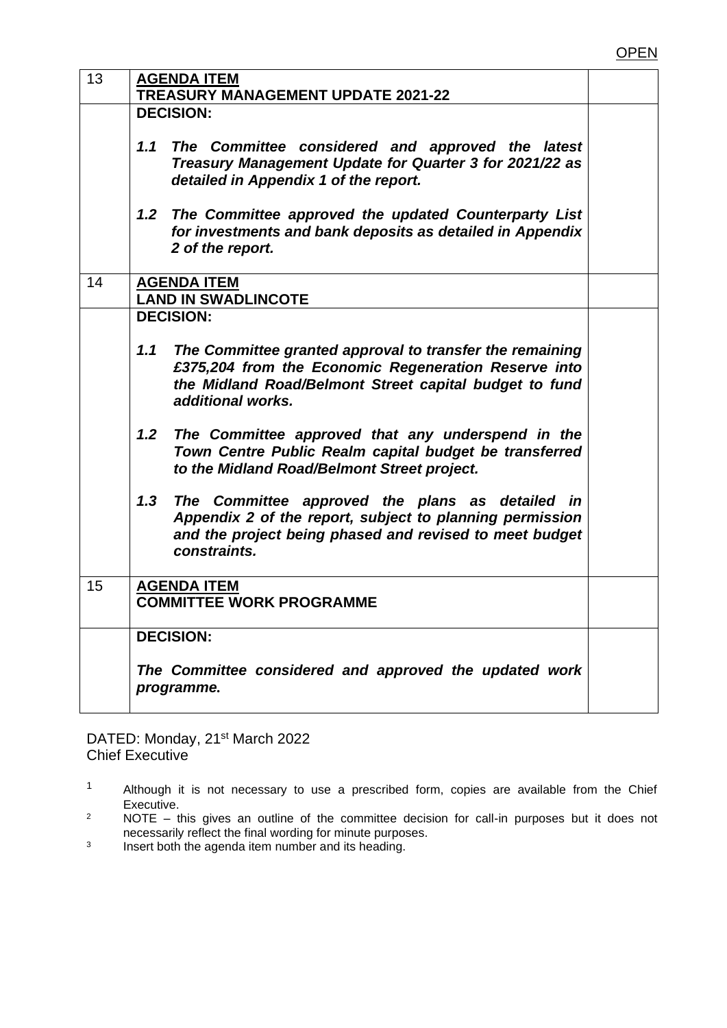OPEN

| | | |
|---|---|---|
| 13 | **AGENDA ITEM**<br>**TREASURY MANAGEMENT UPDATE 2021-22** | |
| | **DECISION:**<br><br>***1.1 The Committee considered and approved the latest Treasury Management Update for Quarter 3 for 2021/22 as detailed in Appendix 1 of the report.***<br><br>***1.2 The Committee approved the updated Counterparty List for investments and bank deposits as detailed in Appendix 2 of the report.*** | |
| 14 | **AGENDA ITEM**<br>**LAND IN SWADLINCOTE** | |
| | **DECISION:**<br><br>***1.1 The Committee granted approval to transfer the remaining £375,204 from the Economic Regeneration Reserve into the Midland Road/Belmont Street capital budget to fund additional works.***<br><br>***1.2 The Committee approved that any underspend in the Town Centre Public Realm capital budget be transferred to the Midland Road/Belmont Street project.***<br><br>***1.3 The Committee approved the plans as detailed in Appendix 2 of the report, subject to planning permission and the project being phased and revised to meet budget constraints.*** | |
| 15 | **AGENDA ITEM**<br>**COMMITTEE WORK PROGRAMME** | |
| | **DECISION:**<br><br>***The Committee considered and approved the updated work programme.*** | |

DATED: Monday, 21st March 2022
Chief Executive

[1] Although it is not necessary to use a prescribed form, copies are available from the Chief Executive.
[2] NOTE – this gives an outline of the committee decision for call-in purposes but it does not necessarily reflect the final wording for minute purposes.
[3] Insert both the agenda item number and its heading.